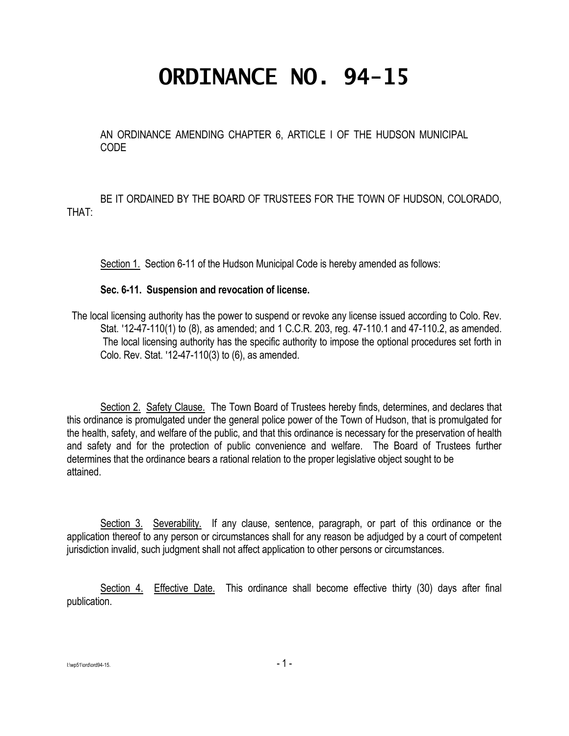# ORDINANCE NO. 94-15

AN ORDINANCE AMENDING CHAPTER 6, ARTICLE I OF THE HUDSON MUNICIPAL CODE

BE IT ORDAINED BY THE BOARD OF TRUSTEES FOR THE TOWN OF HUDSON, COLORADO, THAT:

Section 1. Section 6-11 of the Hudson Municipal Code is hereby amended as follows:

**Sec. 6-11. Suspension and revocation of license.**

The local licensing authority has the power to suspend or revoke any license issued according to Colo. Rev. Stat. '12-47-110(1) to (8), as amended; and 1 C.C.R. 203, reg. 47-110.1 and 47-110.2, as amended. The local licensing authority has the specific authority to impose the optional procedures set forth in Colo. Rev. Stat. '12-47-110(3) to (6), as amended.

Section 2. Safety Clause. The Town Board of Trustees hereby finds, determines, and declares that this ordinance is promulgated under the general police power of the Town of Hudson, that is promulgated for the health, safety, and welfare of the public, and that this ordinance is necessary for the preservation of health and safety and for the protection of public convenience and welfare. The Board of Trustees further determines that the ordinance bears a rational relation to the proper legislative object sought to be attained.

Section 3. Severability. If any clause, sentence, paragraph, or part of this ordinance or the application thereof to any person or circumstances shall for any reason be adjudged by a court of competent jurisdiction invalid, such judgment shall not affect application to other persons or circumstances.

Section 4. Effective Date. This ordinance shall become effective thirty (30) days after final publication.

I:\wp51\ord\ord94-15.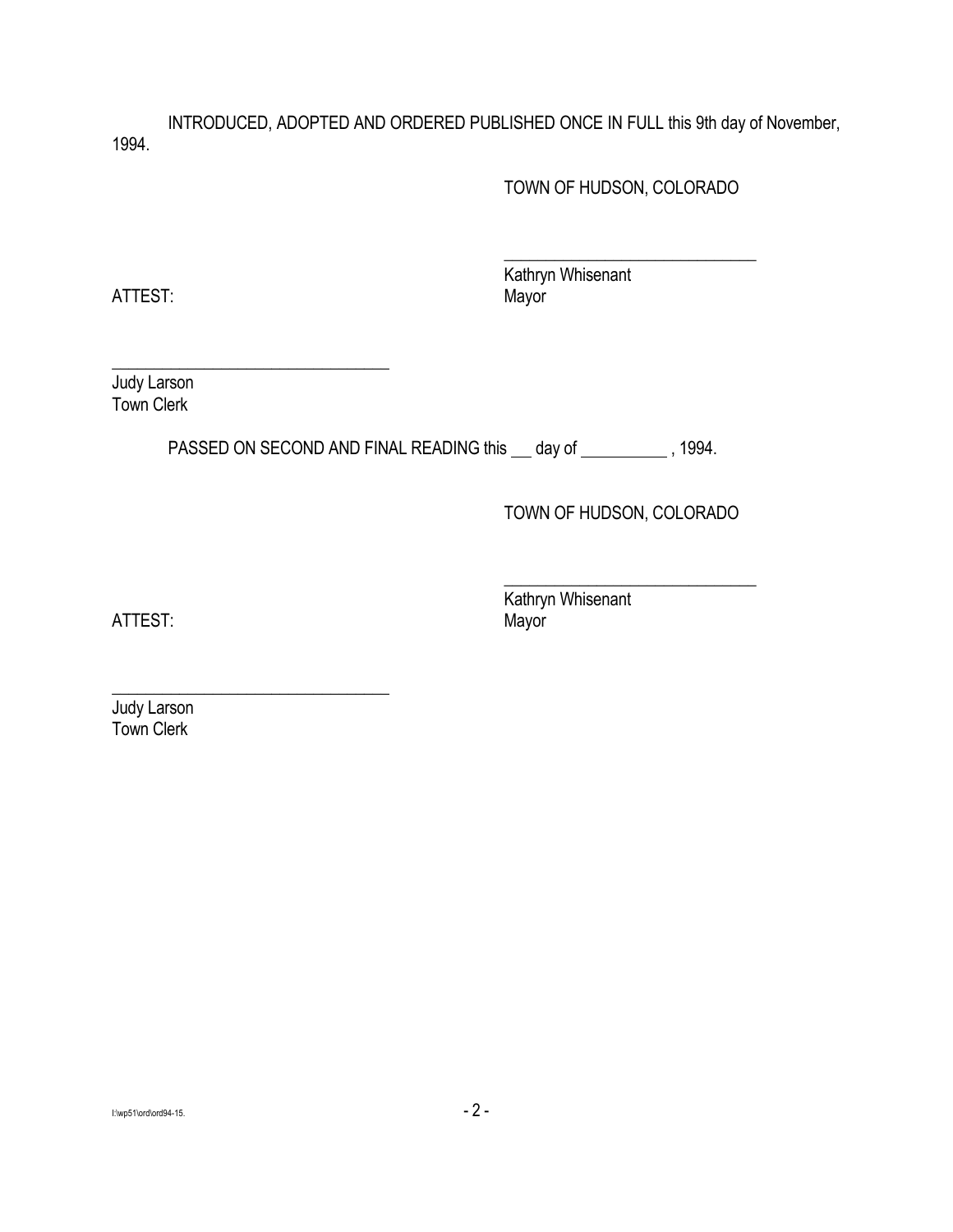INTRODUCED, ADOPTED AND ORDERED PUBLISHED ONCE IN FULL this 9th day of November, 1994.

TOWN OF HUDSON, COLORADO

______________________________
Kathryn Whisenant
Mayor

ATTEST:

______________________________
Judy Larson
Town Clerk

PASSED ON SECOND AND FINAL READING this ___ day of __________ , 1994.

TOWN OF HUDSON, COLORADO

______________________________
Kathryn Whisenant
Mayor

ATTEST:

______________________________
Judy Larson
Town Clerk

I:\wp51\ord\ord94-15.